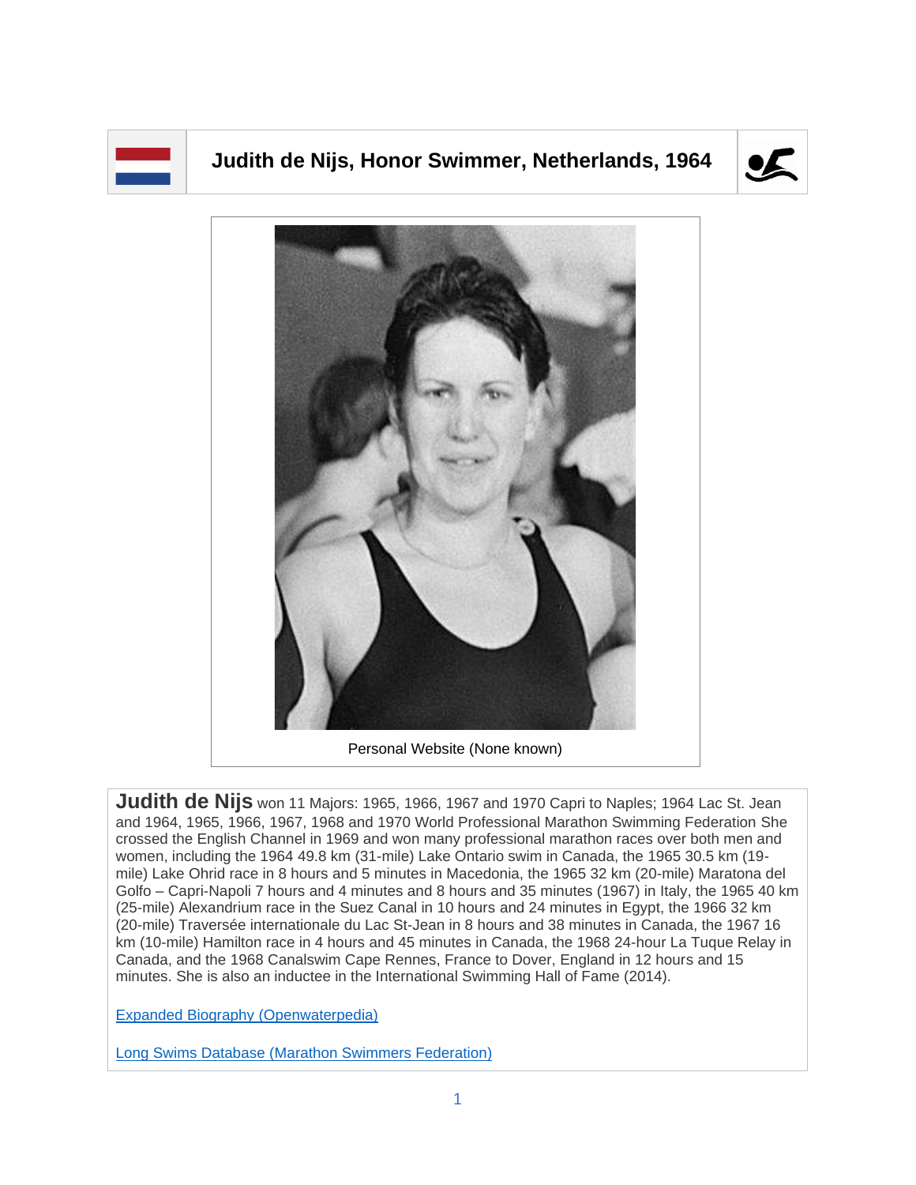# Judith de Nijs, Honor Swimmer, Netherlands, 1964

Personal Website (None known)

**Judith de Nijs** won 11 Majors: 1965, 1966, 1967 and 1970 Capri to Naples; 1964 Lac St. Jean and 1964, 1965, 1966, 1967, 1968 and 1970 World Professional Marathon Swimming Federation She crossed the English Channel in 1969 and won many professional marathon races over both men and women, including the 1964 49.8 km (31-mile) Lake Ontario swim in Canada, the 1965 30.5 km (19-mile) Lake Ohrid race in 8 hours and 5 minutes in Macedonia, the 1965 32 km (20-mile) Maratona del Golfo – Capri-Napoli 7 hours and 4 minutes and 8 hours and 35 minutes (1967) in Italy, the 1965 40 km (25-mile) Alexandrium race in the Suez Canal in 10 hours and 24 minutes in Egypt, the 1966 32 km (20-mile) Traversée internationale du Lac St-Jean in 8 hours and 38 minutes in Canada, the 1967 16 km (10-mile) Hamilton race in 4 hours and 45 minutes in Canada, the 1968 24-hour La Tuque Relay in Canada, and the 1968 Canalswim Cape Rennes, France to Dover, England in 12 hours and 15 minutes. She is also an inductee in the International Swimming Hall of Fame (2014).

[Expanded Biography (Openwaterpedia)]

[Long Swims Database (Marathon Swimmers Federation)]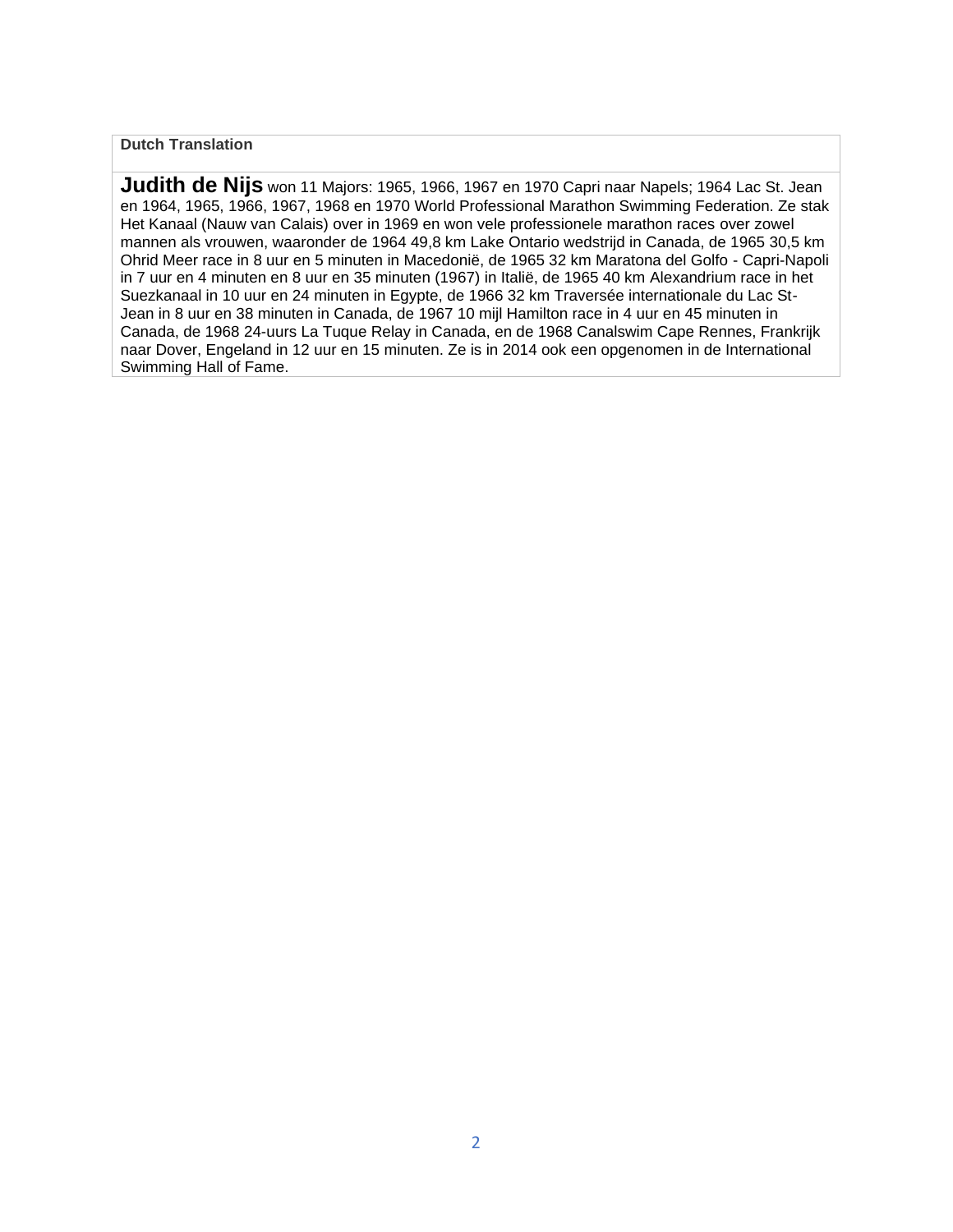**Dutch Translation**

**Judith de Nijs** won 11 Majors: 1965, 1966, 1967 en 1970 Capri naar Napels; 1964 Lac St. Jean en 1964, 1965, 1966, 1967, 1968 en 1970 World Professional Marathon Swimming Federation. Ze stak Het Kanaal (Nauw van Calais) over in 1969 en won vele professionele marathon races over zowel mannen als vrouwen, waaronder de 1964 49,8 km Lake Ontario wedstrijd in Canada, de 1965 30,5 km Ohrid Meer race in 8 uur en 5 minuten in Macedonië, de 1965 32 km Maratona del Golfo - Capri-Napoli in 7 uur en 4 minuten en 8 uur en 35 minuten (1967) in Italië, de 1965 40 km Alexandrium race in het Suezkanaal in 10 uur en 24 minuten in Egypte, de 1966 32 km Traversée internationale du Lac St-Jean in 8 uur en 38 minuten in Canada, de 1967 10 mijl Hamilton race in 4 uur en 45 minuten in Canada, de 1968 24-uurs La Tuque Relay in Canada, en de 1968 Canalswim Cape Rennes, Frankrijk naar Dover, Engeland in 12 uur en 15 minuten. Ze is in 2014 ook een opgenomen in de International Swimming Hall of Fame.